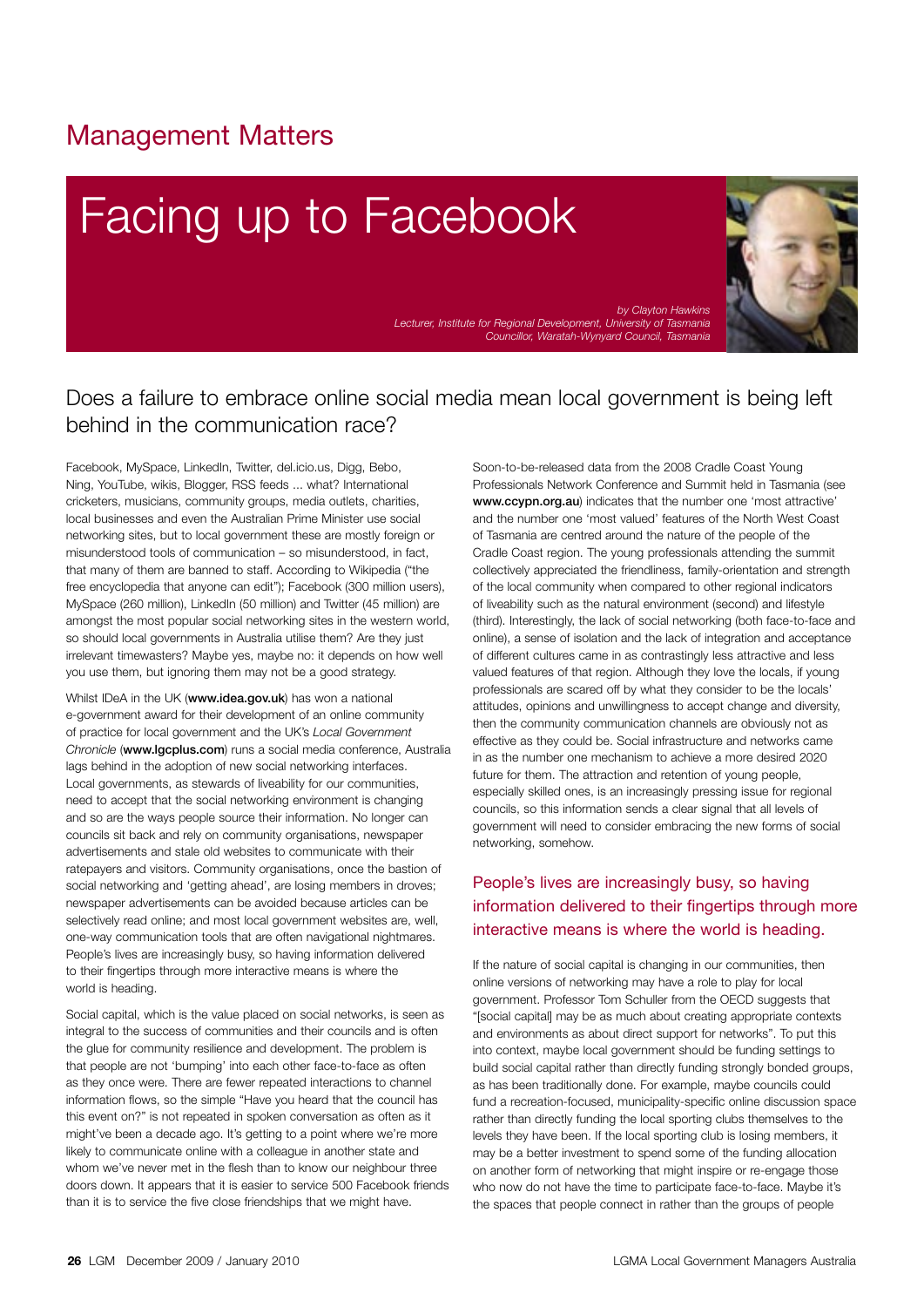# Management Matters

## Facing up to Facebook

*by Clayton Hawkins*
*Lecturer, Institute for Regional Development, University of Tasmania*
*Councillor, Waratah-Wynyard Council, Tasmania*

### Does a failure to embrace online social media mean local government is being left behind in the communication race?

Facebook, MySpace, LinkedIn, Twitter, del.icio.us, Digg, Bebo, Ning, YouTube, wikis, Blogger, RSS feeds ... what? International cricketers, musicians, community groups, media outlets, charities, local businesses and even the Australian Prime Minister use social networking sites, but to local government these are mostly foreign or misunderstood tools of communication – so misunderstood, in fact, that many of them are banned to staff. According to Wikipedia ("the free encyclopedia that anyone can edit"); Facebook (300 million users), MySpace (260 million), LinkedIn (50 million) and Twitter (45 million) are amongst the most popular social networking sites in the western world, so should local governments in Australia utilise them? Are they just irrelevant timewasters? Maybe yes, maybe no: it depends on how well you use them, but ignoring them may not be a good strategy.

Whilst IDeA in the UK (**www.idea.gov.uk**) has won a national e-government award for their development of an online community of practice for local government and the UK's *Local Government Chronicle* (**www.lgcplus.com**) runs a social media conference, Australia lags behind in the adoption of new social networking interfaces. Local governments, as stewards of liveability for our communities, need to accept that the social networking environment is changing and so are the ways people source their information. No longer can councils sit back and rely on community organisations, newspaper advertisements and stale old websites to communicate with their ratepayers and visitors. Community organisations, once the bastion of social networking and 'getting ahead', are losing members in droves; newspaper advertisements can be avoided because articles can be selectively read online; and most local government websites are, well, one-way communication tools that are often navigational nightmares. People's lives are increasingly busy, so having information delivered to their fingertips through more interactive means is where the world is heading.

Social capital, which is the value placed on social networks, is seen as integral to the success of communities and their councils and is often the glue for community resilience and development. The problem is that people are not 'bumping' into each other face-to-face as often as they once were. There are fewer repeated interactions to channel information flows, so the simple "Have you heard that the council has this event on?" is not repeated in spoken conversation as often as it might've been a decade ago. It's getting to a point where we're more likely to communicate online with a colleague in another state and whom we've never met in the flesh than to know our neighbour three doors down. It appears that it is easier to service 500 Facebook friends than it is to service the five close friendships that we might have.

Soon-to-be-released data from the 2008 Cradle Coast Young Professionals Network Conference and Summit held in Tasmania (see **www.ccypn.org.au**) indicates that the number one 'most attractive' and the number one 'most valued' features of the North West Coast of Tasmania are centred around the nature of the people of the Cradle Coast region. The young professionals attending the summit collectively appreciated the friendliness, family-orientation and strength of the local community when compared to other regional indicators of liveability such as the natural environment (second) and lifestyle (third). Interestingly, the lack of social networking (both face-to-face and online), a sense of isolation and the lack of integration and acceptance of different cultures came in as contrastingly less attractive and less valued features of that region. Although they love the locals, if young professionals are scared off by what they consider to be the locals' attitudes, opinions and unwillingness to accept change and diversity, then the community communication channels are obviously not as effective as they could be. Social infrastructure and networks came in as the number one mechanism to achieve a more desired 2020 future for them. The attraction and retention of young people, especially skilled ones, is an increasingly pressing issue for regional councils, so this information sends a clear signal that all levels of government will need to consider embracing the new forms of social networking, somehow.

> People's lives are increasingly busy, so having information delivered to their fingertips through more interactive means is where the world is heading.

If the nature of social capital is changing in our communities, then online versions of networking may have a role to play for local government. Professor Tom Schuller from the OECD suggests that "[social capital] may be as much about creating appropriate contexts and environments as about direct support for networks". To put this into context, maybe local government should be funding settings to build social capital rather than directly funding strongly bonded groups, as has been traditionally done. For example, maybe councils could fund a recreation-focused, municipality-specific online discussion space rather than directly funding the local sporting clubs themselves to the levels they have been. If the local sporting club is losing members, it may be a better investment to spend some of the funding allocation on another form of networking that might inspire or re-engage those who now do not have the time to participate face-to-face. Maybe it's the spaces that people connect in rather than the groups of people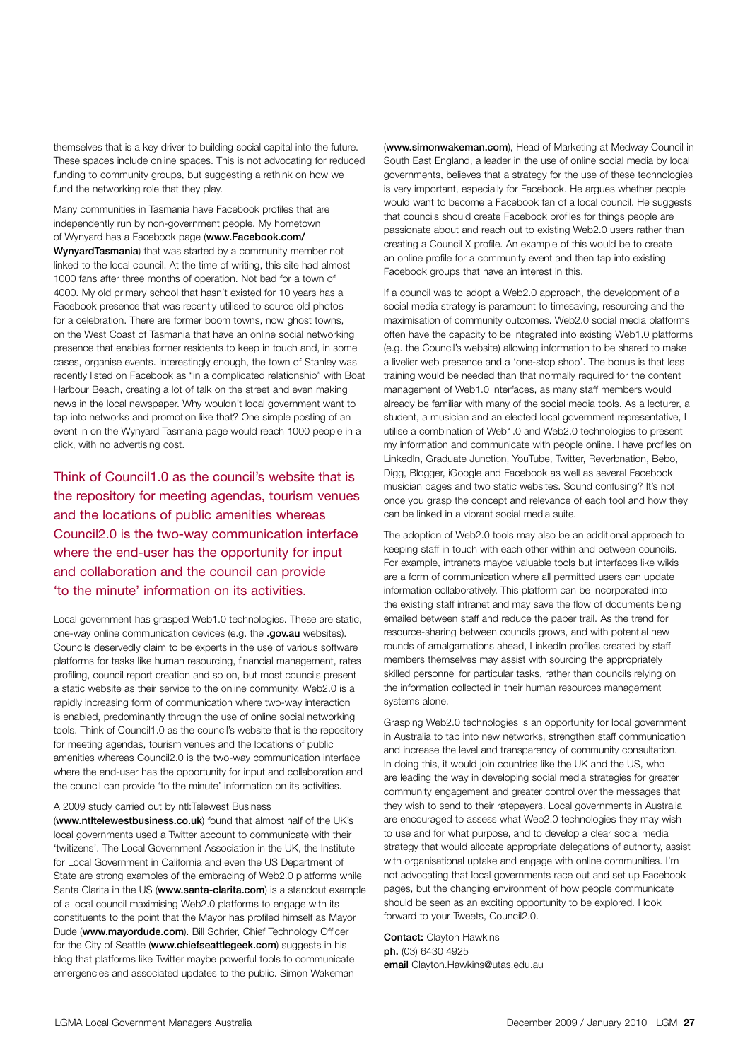themselves that is a key driver to building social capital into the future. These spaces include online spaces. This is not advocating for reduced funding to community groups, but suggesting a rethink on how we fund the networking role that they play.

Many communities in Tasmania have Facebook profiles that are independently run by non-government people. My hometown of Wynyard has a Facebook page (**www.Facebook.com/WynyardTasmania**) that was started by a community member not linked to the local council. At the time of writing, this site had almost 1000 fans after three months of operation. Not bad for a town of 4000. My old primary school that hasn't existed for 10 years has a Facebook presence that was recently utilised to source old photos for a celebration. There are former boom towns, now ghost towns, on the West Coast of Tasmania that have an online social networking presence that enables former residents to keep in touch and, in some cases, organise events. Interestingly enough, the town of Stanley was recently listed on Facebook as "in a complicated relationship" with Boat Harbour Beach, creating a lot of talk on the street and even making news in the local newspaper. Why wouldn't local government want to tap into networks and promotion like that? One simple posting of an event in on the Wynyard Tasmania page would reach 1000 people in a click, with no advertising cost.

> Think of Council1.0 as the council's website that is the repository for meeting agendas, tourism venues and the locations of public amenities whereas Council2.0 is the two-way communication interface where the end-user has the opportunity for input and collaboration and the council can provide 'to the minute' information on its activities.

Local government has grasped Web1.0 technologies. These are static, one-way online communication devices (e.g. the **.gov.au** websites). Councils deservedly claim to be experts in the use of various software platforms for tasks like human resourcing, financial management, rates profiling, council report creation and so on, but most councils present a static website as their service to the online community. Web2.0 is a rapidly increasing form of communication where two-way interaction is enabled, predominantly through the use of online social networking tools. Think of Council1.0 as the council's website that is the repository for meeting agendas, tourism venues and the locations of public amenities whereas Council2.0 is the two-way communication interface where the end-user has the opportunity for input and collaboration and the council can provide 'to the minute' information on its activities.

A 2009 study carried out by ntl:Telewest Business (**www.ntltelewestbusiness.co.uk**) found that almost half of the UK's local governments used a Twitter account to communicate with their 'twitizens'. The Local Government Association in the UK, the Institute for Local Government in California and even the US Department of State are strong examples of the embracing of Web2.0 platforms while Santa Clarita in the US (**www.santa-clarita.com**) is a standout example of a local council maximising Web2.0 platforms to engage with its constituents to the point that the Mayor has profiled himself as Mayor Dude (**www.mayordude.com**). Bill Schrier, Chief Technology Officer for the City of Seattle (**www.chiefseattlegeek.com**) suggests in his blog that platforms like Twitter maybe powerful tools to communicate emergencies and associated updates to the public. Simon Wakeman (**www.simonwakeman.com**), Head of Marketing at Medway Council in South East England, a leader in the use of online social media by local governments, believes that a strategy for the use of these technologies is very important, especially for Facebook. He argues whether people would want to become a Facebook fan of a local council. He suggests that councils should create Facebook profiles for things people are passionate about and reach out to existing Web2.0 users rather than creating a Council X profile. An example of this would be to create an online profile for a community event and then tap into existing Facebook groups that have an interest in this.

If a council was to adopt a Web2.0 approach, the development of a social media strategy is paramount to timesaving, resourcing and the maximisation of community outcomes. Web2.0 social media platforms often have the capacity to be integrated into existing Web1.0 platforms (e.g. the Council's website) allowing information to be shared to make a livelier web presence and a 'one-stop shop'. The bonus is that less training would be needed than that normally required for the content management of Web1.0 interfaces, as many staff members would already be familiar with many of the social media tools. As a lecturer, a student, a musician and an elected local government representative, I utilise a combination of Web1.0 and Web2.0 technologies to present my information and communicate with people online. I have profiles on LinkedIn, Graduate Junction, YouTube, Twitter, Reverbnation, Bebo, Digg, Blogger, iGoogle and Facebook as well as several Facebook musician pages and two static websites. Sound confusing? It's not once you grasp the concept and relevance of each tool and how they can be linked in a vibrant social media suite.

The adoption of Web2.0 tools may also be an additional approach to keeping staff in touch with each other within and between councils. For example, intranets maybe valuable tools but interfaces like wikis are a form of communication where all permitted users can update information collaboratively. This platform can be incorporated into the existing staff intranet and may save the flow of documents being emailed between staff and reduce the paper trail. As the trend for resource-sharing between councils grows, and with potential new rounds of amalgamations ahead, LinkedIn profiles created by staff members themselves may assist with sourcing the appropriately skilled personnel for particular tasks, rather than councils relying on the information collected in their human resources management systems alone.

Grasping Web2.0 technologies is an opportunity for local government in Australia to tap into new networks, strengthen staff communication and increase the level and transparency of community consultation. In doing this, it would join countries like the UK and the US, who are leading the way in developing social media strategies for greater community engagement and greater control over the messages that they wish to send to their ratepayers. Local governments in Australia are encouraged to assess what Web2.0 technologies they may wish to use and for what purpose, and to develop a clear social media strategy that would allocate appropriate delegations of authority, assist with organisational uptake and engage with online communities. I'm not advocating that local governments race out and set up Facebook pages, but the changing environment of how people communicate should be seen as an exciting opportunity to be explored. I look forward to your Tweets, Council2.0.

**Contact:** Clayton Hawkins
**ph.** (03) 6430 4925
**email** Clayton.Hawkins@utas.edu.au